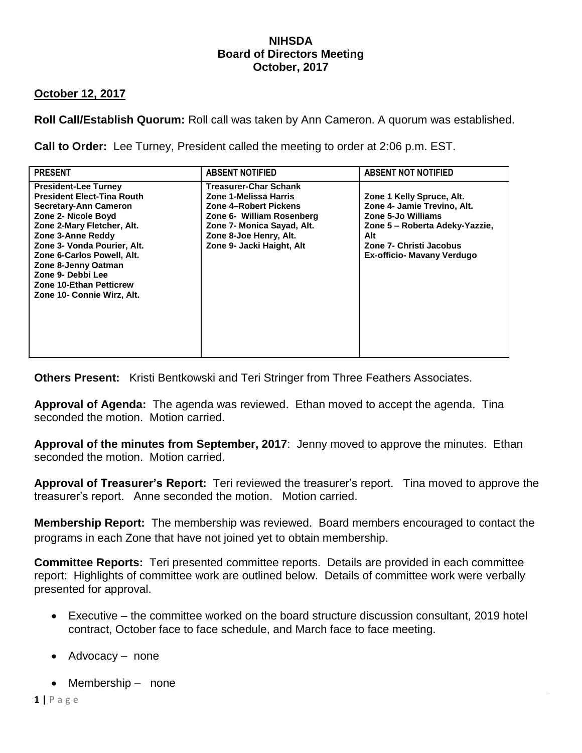**NIHSDA**
**Board of Directors Meeting**
**October, 2017**

**October 12, 2017**

**Roll Call/Establish Quorum:** Roll call was taken by Ann Cameron. A quorum was established.

**Call to Order:** Lee Turney, President called the meeting to order at 2:06 p.m. EST.

| PRESENT | ABSENT NOTIFIED | ABSENT NOT NOTIFIED |
|---|---|---|
| President-Lee Turney<br>President Elect-Tina Routh<br>Secretary-Ann Cameron<br>Zone 2- Nicole Boyd<br>Zone 2-Mary Fletcher, Alt.<br>Zone 3-Anne Reddy<br>Zone 3- Vonda Pourier, Alt.<br>Zone 6-Carlos Powell, Alt.<br>Zone 8-Jenny Oatman<br>Zone 9- Debbi Lee<br>Zone 10-Ethan Petticrew<br>Zone 10- Connie Wirz, Alt. | Treasurer-Char Schank<br>Zone 1-Melissa Harris<br>Zone 4–Robert Pickens<br>Zone 6- William Rosenberg<br>Zone 7- Monica Sayad, Alt.<br>Zone 8-Joe Henry, Alt.<br>Zone 9- Jacki Haight, Alt | Zone 1 Kelly Spruce, Alt.<br>Zone 4- Jamie Trevino, Alt.<br>Zone 5-Jo Williams<br>Zone 5 – Roberta Adeky-Yazzie, Alt<br>Zone 7- Christi Jacobus<br>Ex-officio- Mavany Verdugo |

**Others Present:** Kristi Bentkowski and Teri Stringer from Three Feathers Associates.

**Approval of Agenda:** The agenda was reviewed. Ethan moved to accept the agenda. Tina seconded the motion. Motion carried.

**Approval of the minutes from September, 2017**: Jenny moved to approve the minutes. Ethan seconded the motion. Motion carried.

**Approval of Treasurer's Report:** Teri reviewed the treasurer's report. Tina moved to approve the treasurer's report. Anne seconded the motion. Motion carried.

**Membership Report:** The membership was reviewed. Board members encouraged to contact the programs in each Zone that have not joined yet to obtain membership.

**Committee Reports:** Teri presented committee reports. Details are provided in each committee report: Highlights of committee work are outlined below. Details of committee work were verbally presented for approval.

- Executive – the committee worked on the board structure discussion consultant, 2019 hotel contract, October face to face schedule, and March face to face meeting.
- Advocacy – none
- Membership – none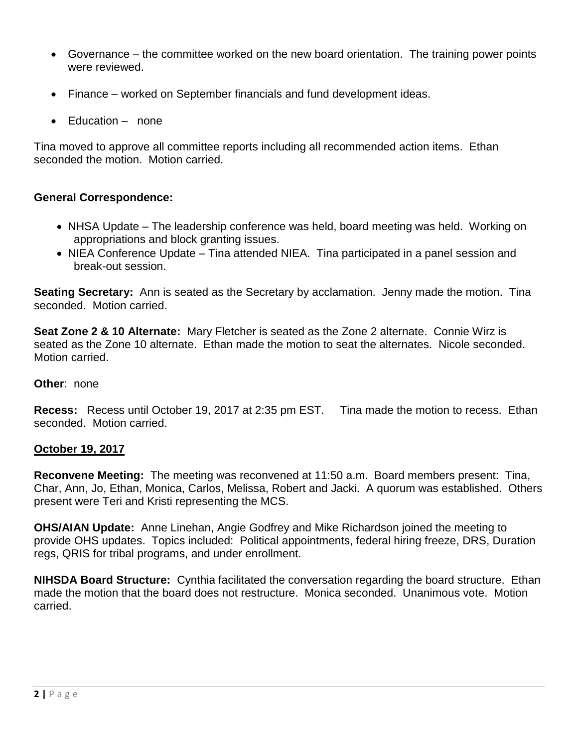- Governance – the committee worked on the new board orientation. The training power points were reviewed.
- Finance – worked on September financials and fund development ideas.
- Education – none

Tina moved to approve all committee reports including all recommended action items. Ethan seconded the motion. Motion carried.

**General Correspondence:**

- NHSA Update – The leadership conference was held, board meeting was held. Working on appropriations and block granting issues.
- NIEA Conference Update – Tina attended NIEA. Tina participated in a panel session and break-out session.

**Seating Secretary:** Ann is seated as the Secretary by acclamation. Jenny made the motion. Tina seconded. Motion carried.

**Seat Zone 2 & 10 Alternate:** Mary Fletcher is seated as the Zone 2 alternate. Connie Wirz is seated as the Zone 10 alternate. Ethan made the motion to seat the alternates. Nicole seconded. Motion carried.

**Other**: none

**Recess:** Recess until October 19, 2017 at 2:35 pm EST. Tina made the motion to recess. Ethan seconded. Motion carried.

**October 19, 2017**

**Reconvene Meeting:** The meeting was reconvened at 11:50 a.m. Board members present: Tina, Char, Ann, Jo, Ethan, Monica, Carlos, Melissa, Robert and Jacki. A quorum was established. Others present were Teri and Kristi representing the MCS.

**OHS/AIAN Update:** Anne Linehan, Angie Godfrey and Mike Richardson joined the meeting to provide OHS updates. Topics included: Political appointments, federal hiring freeze, DRS, Duration regs, QRIS for tribal programs, and under enrollment.

**NIHSDA Board Structure:** Cynthia facilitated the conversation regarding the board structure. Ethan made the motion that the board does not restructure. Monica seconded. Unanimous vote. Motion carried.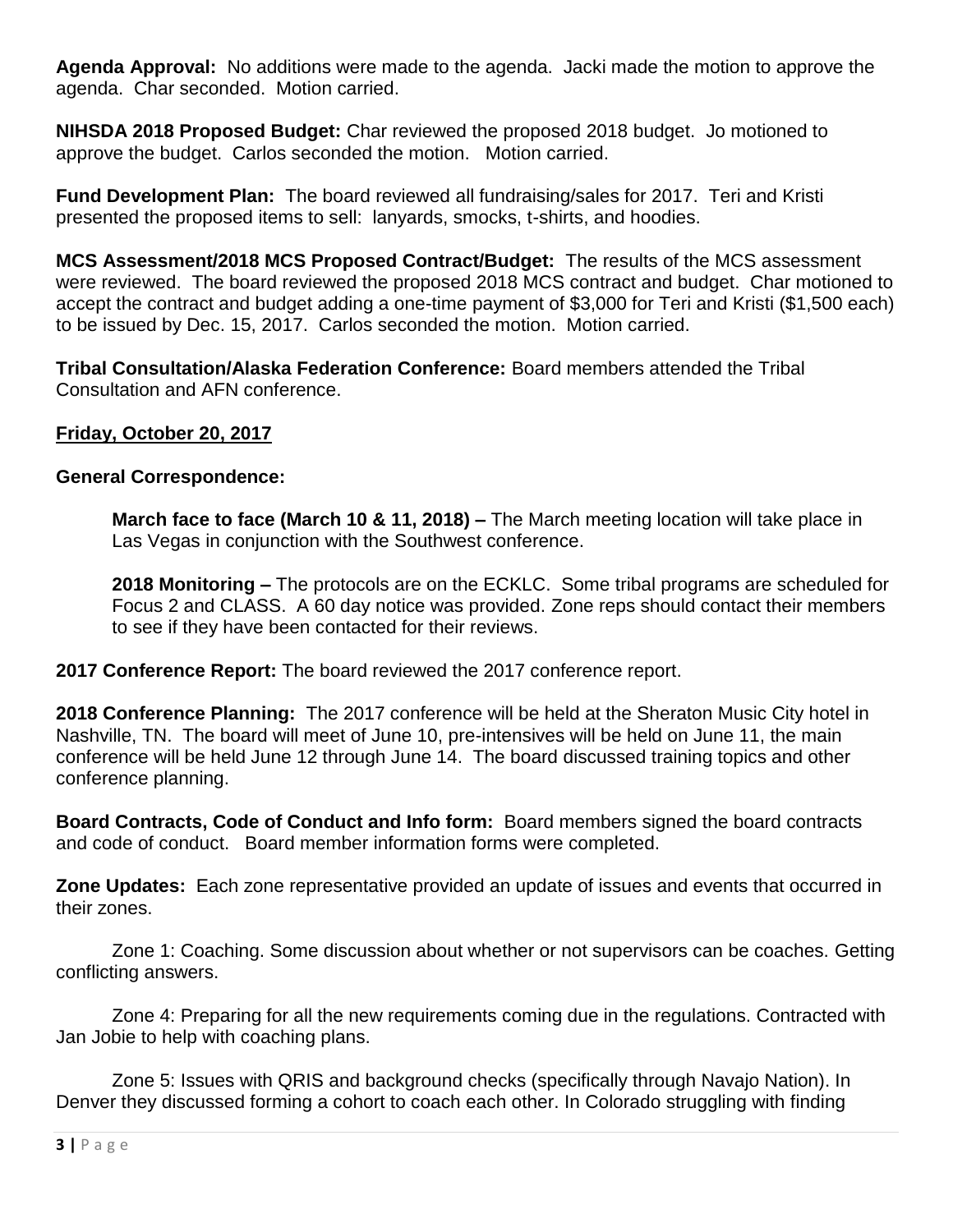**Agenda Approval:** No additions were made to the agenda. Jacki made the motion to approve the agenda. Char seconded. Motion carried.

**NIHSDA 2018 Proposed Budget:** Char reviewed the proposed 2018 budget. Jo motioned to approve the budget. Carlos seconded the motion. Motion carried.

**Fund Development Plan:** The board reviewed all fundraising/sales for 2017. Teri and Kristi presented the proposed items to sell: lanyards, smocks, t-shirts, and hoodies.

**MCS Assessment/2018 MCS Proposed Contract/Budget:** The results of the MCS assessment were reviewed. The board reviewed the proposed 2018 MCS contract and budget. Char motioned to accept the contract and budget adding a one-time payment of $3,000 for Teri and Kristi ($1,500 each) to be issued by Dec. 15, 2017. Carlos seconded the motion. Motion carried.

**Tribal Consultation/Alaska Federation Conference:** Board members attended the Tribal Consultation and AFN conference.

**<u>Friday, October 20, 2017</u>**

**General Correspondence:**

> **March face to face (March 10 & 11, 2018) –** The March meeting location will take place in Las Vegas in conjunction with the Southwest conference.
>
> **2018 Monitoring –** The protocols are on the ECKLC. Some tribal programs are scheduled for Focus 2 and CLASS. A 60 day notice was provided. Zone reps should contact their members to see if they have been contacted for their reviews.

**2017 Conference Report:** The board reviewed the 2017 conference report.

**2018 Conference Planning:** The 2017 conference will be held at the Sheraton Music City hotel in Nashville, TN. The board will meet of June 10, pre-intensives will be held on June 11, the main conference will be held June 12 through June 14. The board discussed training topics and other conference planning.

**Board Contracts, Code of Conduct and Info form:** Board members signed the board contracts and code of conduct. Board member information forms were completed.

**Zone Updates:** Each zone representative provided an update of issues and events that occurred in their zones.

Zone 1: Coaching. Some discussion about whether or not supervisors can be coaches. Getting conflicting answers.

Zone 4: Preparing for all the new requirements coming due in the regulations. Contracted with Jan Jobie to help with coaching plans.

Zone 5: Issues with QRIS and background checks (specifically through Navajo Nation). In Denver they discussed forming a cohort to coach each other. In Colorado struggling with finding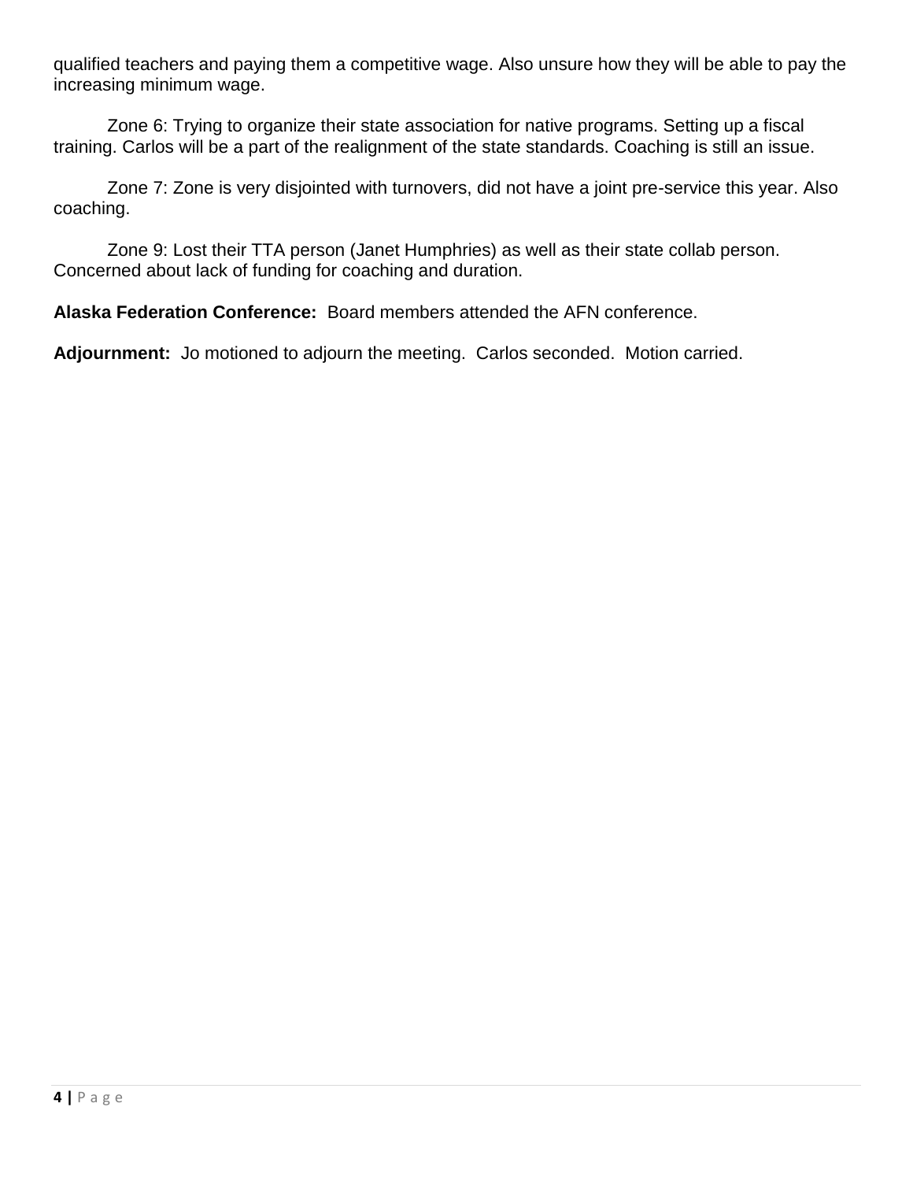qualified teachers and paying them a competitive wage. Also unsure how they will be able to pay the increasing minimum wage.

Zone 6: Trying to organize their state association for native programs. Setting up a fiscal training. Carlos will be a part of the realignment of the state standards. Coaching is still an issue.

Zone 7: Zone is very disjointed with turnovers, did not have a joint pre-service this year. Also coaching.

Zone 9: Lost their TTA person (Janet Humphries) as well as their state collab person. Concerned about lack of funding for coaching and duration.

**Alaska Federation Conference:** Board members attended the AFN conference.

**Adjournment:** Jo motioned to adjourn the meeting. Carlos seconded. Motion carried.